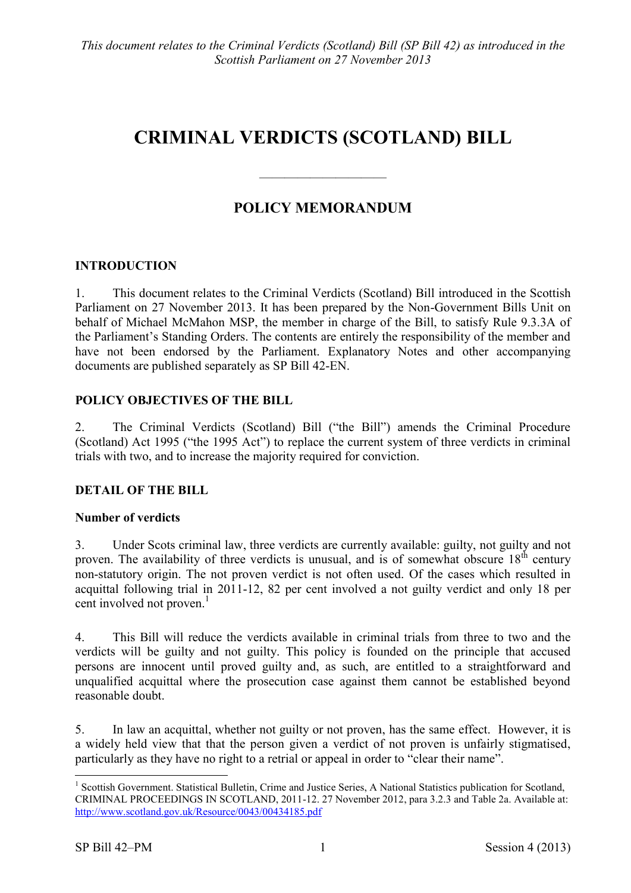*This document relates to the Criminal Verdicts (Scotland) Bill (SP Bill 42) as introduced in the Scottish Parliament on 27 November 2013*

# CRIMINAL VERDICTS (SCOTLAND) BILL

---

## POLICY MEMORANDUM

### INTRODUCTION

1. This document relates to the Criminal Verdicts (Scotland) Bill introduced in the Scottish Parliament on 27 November 2013. It has been prepared by the Non-Government Bills Unit on behalf of Michael McMahon MSP, the member in charge of the Bill, to satisfy Rule 9.3.3A of the Parliament's Standing Orders. The contents are entirely the responsibility of the member and have not been endorsed by the Parliament. Explanatory Notes and other accompanying documents are published separately as SP Bill 42-EN.

### POLICY OBJECTIVES OF THE BILL

2. The Criminal Verdicts (Scotland) Bill ("the Bill") amends the Criminal Procedure (Scotland) Act 1995 ("the 1995 Act") to replace the current system of three verdicts in criminal trials with two, and to increase the majority required for conviction.

### DETAIL OF THE BILL

**Number of verdicts**

3. Under Scots criminal law, three verdicts are currently available: guilty, not guilty and not proven. The availability of three verdicts is unusual, and is of somewhat obscure 18th century non-statutory origin. The not proven verdict is not often used. Of the cases which resulted in acquittal following trial in 2011-12, 82 per cent involved a not guilty verdict and only 18 per cent involved not proven.[1]

4. This Bill will reduce the verdicts available in criminal trials from three to two and the verdicts will be guilty and not guilty. This policy is founded on the principle that accused persons are innocent until proved guilty and, as such, are entitled to a straightforward and unqualified acquittal where the prosecution case against them cannot be established beyond reasonable doubt.

5. In law an acquittal, whether not guilty or not proven, has the same effect. However, it is a widely held view that that the person given a verdict of not proven is unfairly stigmatised, particularly as they have no right to a retrial or appeal in order to "clear their name".

---

[1] Scottish Government. Statistical Bulletin, Crime and Justice Series, A National Statistics publication for Scotland, CRIMINAL PROCEEDINGS IN SCOTLAND, 2011-12. 27 November 2012, para 3.2.3 and Table 2a. Available at: http://www.scotland.gov.uk/Resource/0043/00434185.pdf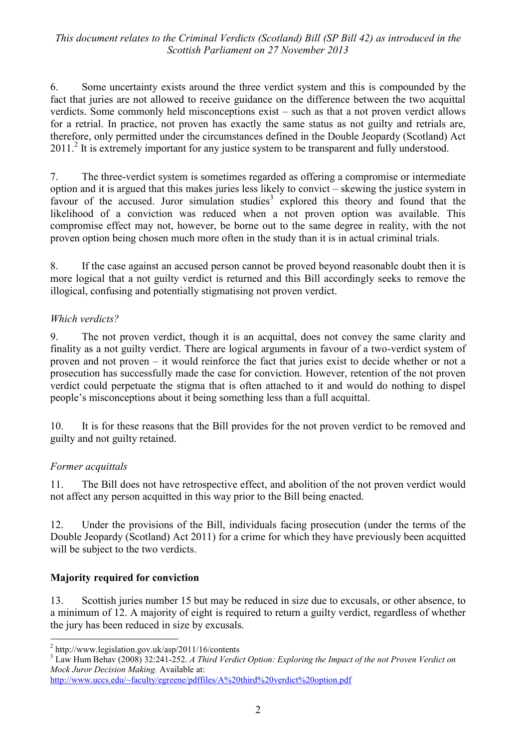6. Some uncertainty exists around the three verdict system and this is compounded by the fact that juries are not allowed to receive guidance on the difference between the two acquittal verdicts. Some commonly held misconceptions exist – such as that a not proven verdict allows for a retrial. In practice, not proven has exactly the same status as not guilty and retrials are, therefore, only permitted under the circumstances defined in the Double Jeopardy (Scotland) Act 2011.[2] It is extremely important for any justice system to be transparent and fully understood.

7. The three-verdict system is sometimes regarded as offering a compromise or intermediate option and it is argued that this makes juries less likely to convict – skewing the justice system in favour of the accused. Juror simulation studies[3] explored this theory and found that the likelihood of a conviction was reduced when a not proven option was available. This compromise effect may not, however, be borne out to the same degree in reality, with the not proven option being chosen much more often in the study than it is in actual criminal trials.

8. If the case against an accused person cannot be proved beyond reasonable doubt then it is more logical that a not guilty verdict is returned and this Bill accordingly seeks to remove the illogical, confusing and potentially stigmatising not proven verdict.

*Which verdicts?*

9. The not proven verdict, though it is an acquittal, does not convey the same clarity and finality as a not guilty verdict. There are logical arguments in favour of a two-verdict system of proven and not proven – it would reinforce the fact that juries exist to decide whether or not a prosecution has successfully made the case for conviction. However, retention of the not proven verdict could perpetuate the stigma that is often attached to it and would do nothing to dispel people's misconceptions about it being something less than a full acquittal.

10. It is for these reasons that the Bill provides for the not proven verdict to be removed and guilty and not guilty retained.

*Former acquittals*

11. The Bill does not have retrospective effect, and abolition of the not proven verdict would not affect any person acquitted in this way prior to the Bill being enacted.

12. Under the provisions of the Bill, individuals facing prosecution (under the terms of the Double Jeopardy (Scotland) Act 2011) for a crime for which they have previously been acquitted will be subject to the two verdicts.

**Majority required for conviction**

13. Scottish juries number 15 but may be reduced in size due to excusals, or other absence, to a minimum of 12. A majority of eight is required to return a guilty verdict, regardless of whether the jury has been reduced in size by excusals.

---

[2] http://www.legislation.gov.uk/asp/2011/16/contents

[3] Law Hum Behav (2008) 32:241-252. *A Third Verdict Option: Exploring the Impact of the not Proven Verdict on Mock Juror Decision Making.* Available at: http://www.uccs.edu/~faculty/egreene/pdffiles/A%20third%20verdict%20option.pdf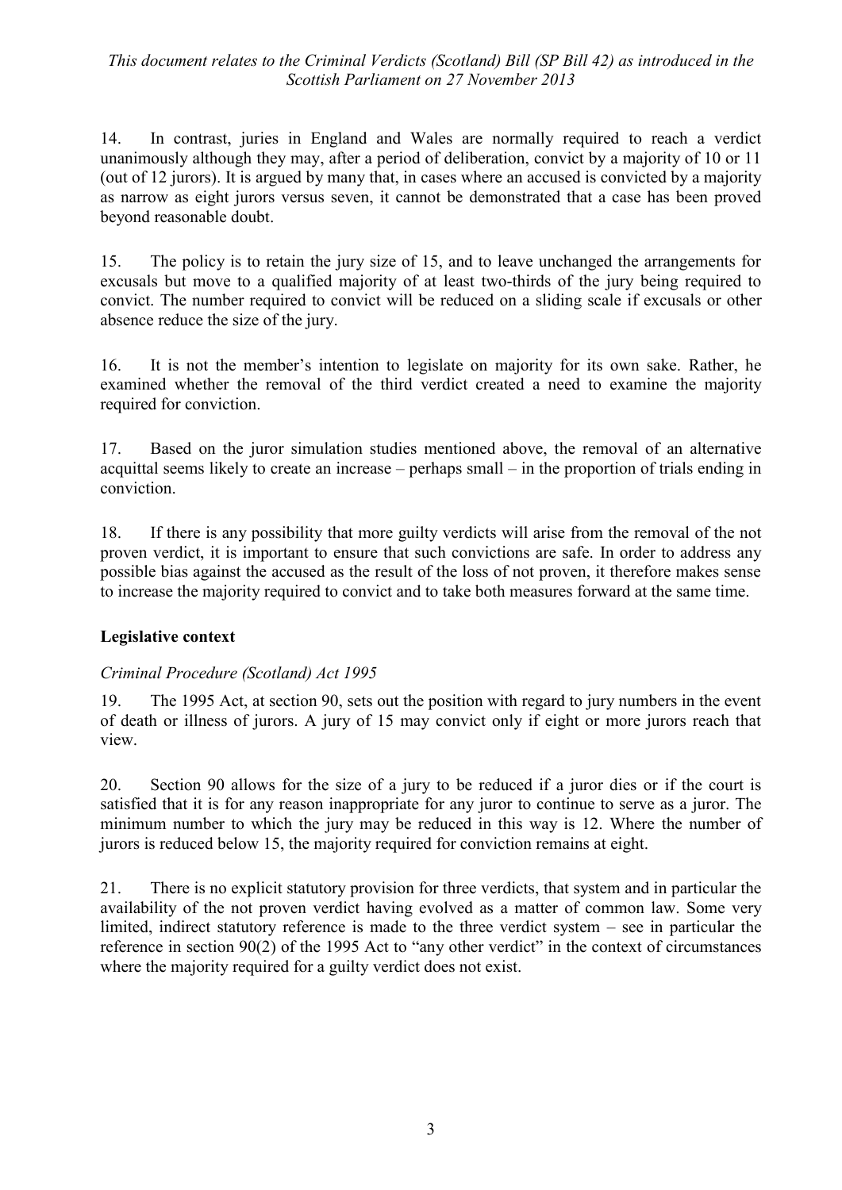14. In contrast, juries in England and Wales are normally required to reach a verdict unanimously although they may, after a period of deliberation, convict by a majority of 10 or 11 (out of 12 jurors). It is argued by many that, in cases where an accused is convicted by a majority as narrow as eight jurors versus seven, it cannot be demonstrated that a case has been proved beyond reasonable doubt.

15. The policy is to retain the jury size of 15, and to leave unchanged the arrangements for excusals but move to a qualified majority of at least two-thirds of the jury being required to convict. The number required to convict will be reduced on a sliding scale if excusals or other absence reduce the size of the jury.

16. It is not the member's intention to legislate on majority for its own sake. Rather, he examined whether the removal of the third verdict created a need to examine the majority required for conviction.

17. Based on the juror simulation studies mentioned above, the removal of an alternative acquittal seems likely to create an increase – perhaps small – in the proportion of trials ending in conviction.

18. If there is any possibility that more guilty verdicts will arise from the removal of the not proven verdict, it is important to ensure that such convictions are safe. In order to address any possible bias against the accused as the result of the loss of not proven, it therefore makes sense to increase the majority required to convict and to take both measures forward at the same time.

## Legislative context

### *Criminal Procedure (Scotland) Act 1995*

19. The 1995 Act, at section 90, sets out the position with regard to jury numbers in the event of death or illness of jurors. A jury of 15 may convict only if eight or more jurors reach that view.

20. Section 90 allows for the size of a jury to be reduced if a juror dies or if the court is satisfied that it is for any reason inappropriate for any juror to continue to serve as a juror. The minimum number to which the jury may be reduced in this way is 12. Where the number of jurors is reduced below 15, the majority required for conviction remains at eight.

21. There is no explicit statutory provision for three verdicts, that system and in particular the availability of the not proven verdict having evolved as a matter of common law. Some very limited, indirect statutory reference is made to the three verdict system – see in particular the reference in section 90(2) of the 1995 Act to "any other verdict" in the context of circumstances where the majority required for a guilty verdict does not exist.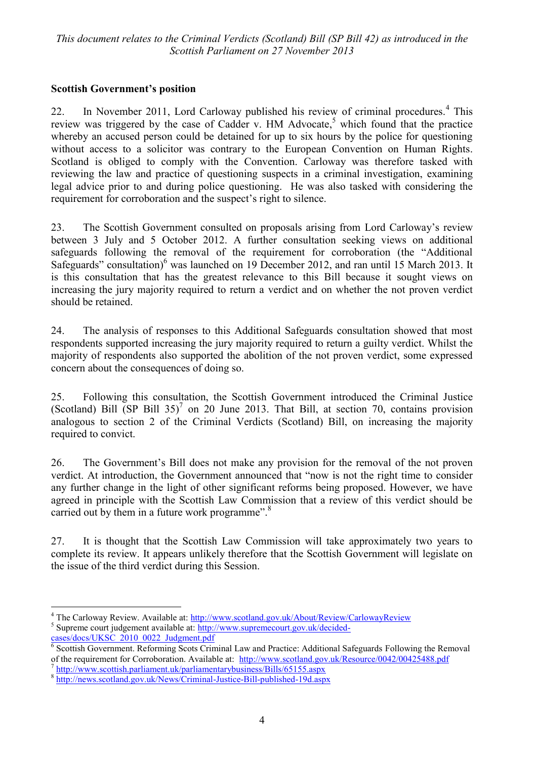## Scottish Government's position

22. In November 2011, Lord Carloway published his review of criminal procedures.[4] This review was triggered by the case of Cadder v. HM Advocate,[5] which found that the practice whereby an accused person could be detained for up to six hours by the police for questioning without access to a solicitor was contrary to the European Convention on Human Rights. Scotland is obliged to comply with the Convention. Carloway was therefore tasked with reviewing the law and practice of questioning suspects in a criminal investigation, examining legal advice prior to and during police questioning. He was also tasked with considering the requirement for corroboration and the suspect's right to silence.

23. The Scottish Government consulted on proposals arising from Lord Carloway's review between 3 July and 5 October 2012. A further consultation seeking views on additional safeguards following the removal of the requirement for corroboration (the "Additional Safeguards" consultation)[6] was launched on 19 December 2012, and ran until 15 March 2013. It is this consultation that has the greatest relevance to this Bill because it sought views on increasing the jury majority required to return a verdict and on whether the not proven verdict should be retained.

24. The analysis of responses to this Additional Safeguards consultation showed that most respondents supported increasing the jury majority required to return a guilty verdict. Whilst the majority of respondents also supported the abolition of the not proven verdict, some expressed concern about the consequences of doing so.

25. Following this consultation, the Scottish Government introduced the Criminal Justice (Scotland) Bill (SP Bill 35)[7] on 20 June 2013. That Bill, at section 70, contains provision analogous to section 2 of the Criminal Verdicts (Scotland) Bill, on increasing the majority required to convict.

26. The Government's Bill does not make any provision for the removal of the not proven verdict. At introduction, the Government announced that "now is not the right time to consider any further change in the light of other significant reforms being proposed. However, we have agreed in principle with the Scottish Law Commission that a review of this verdict should be carried out by them in a future work programme".[8]

27. It is thought that the Scottish Law Commission will take approximately two years to complete its review. It appears unlikely therefore that the Scottish Government will legislate on the issue of the third verdict during this Session.

---

[4] The Carloway Review. Available at: http://www.scotland.gov.uk/About/Review/CarlowayReview

[5] Supreme court judgement available at: http://www.supremecourt.gov.uk/decided-cases/docs/UKSC_2010_0022_Judgment.pdf

[6] Scottish Government. Reforming Scots Criminal Law and Practice: Additional Safeguards Following the Removal of the requirement for Corroboration. Available at: http://www.scotland.gov.uk/Resource/0042/00425488.pdf

[7] http://www.scottish.parliament.uk/parliamentarybusiness/Bills/65155.aspx

[8] http://news.scotland.gov.uk/News/Criminal-Justice-Bill-published-19d.aspx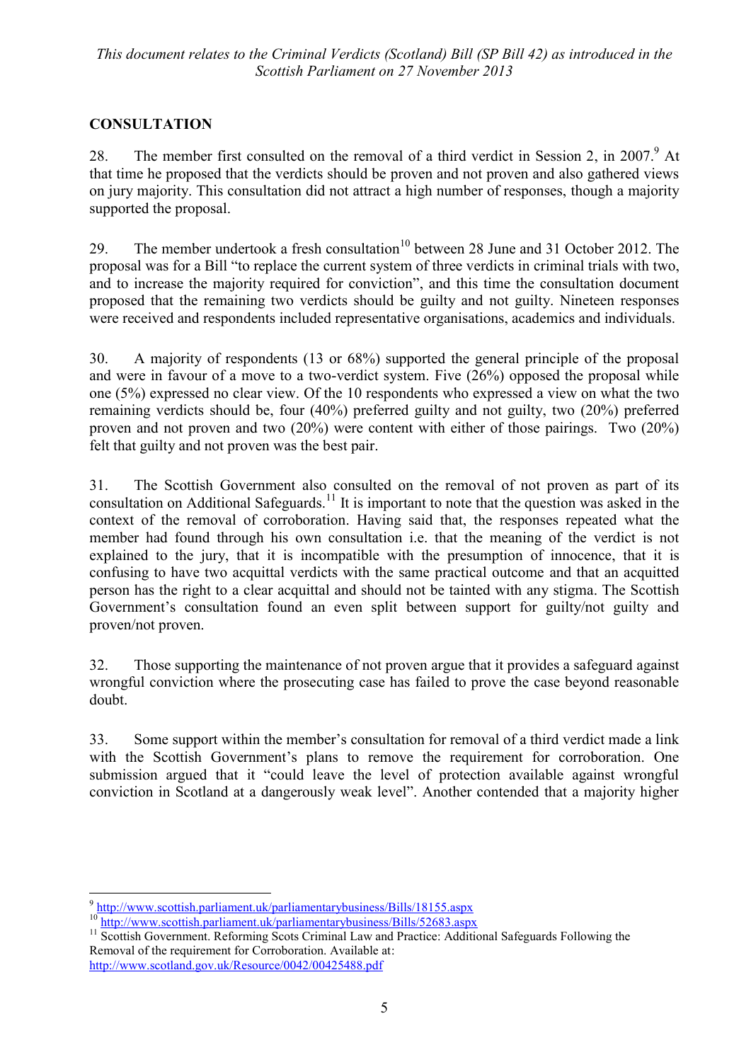## CONSULTATION

28. The member first consulted on the removal of a third verdict in Session 2, in 2007.[9] At that time he proposed that the verdicts should be proven and not proven and also gathered views on jury majority. This consultation did not attract a high number of responses, though a majority supported the proposal.

29. The member undertook a fresh consultation[10] between 28 June and 31 October 2012. The proposal was for a Bill "to replace the current system of three verdicts in criminal trials with two, and to increase the majority required for conviction", and this time the consultation document proposed that the remaining two verdicts should be guilty and not guilty. Nineteen responses were received and respondents included representative organisations, academics and individuals.

30. A majority of respondents (13 or 68%) supported the general principle of the proposal and were in favour of a move to a two-verdict system. Five (26%) opposed the proposal while one (5%) expressed no clear view. Of the 10 respondents who expressed a view on what the two remaining verdicts should be, four (40%) preferred guilty and not guilty, two (20%) preferred proven and not proven and two (20%) were content with either of those pairings. Two (20%) felt that guilty and not proven was the best pair.

31. The Scottish Government also consulted on the removal of not proven as part of its consultation on Additional Safeguards.[11] It is important to note that the question was asked in the context of the removal of corroboration. Having said that, the responses repeated what the member had found through his own consultation i.e. that the meaning of the verdict is not explained to the jury, that it is incompatible with the presumption of innocence, that it is confusing to have two acquittal verdicts with the same practical outcome and that an acquitted person has the right to a clear acquittal and should not be tainted with any stigma. The Scottish Government's consultation found an even split between support for guilty/not guilty and proven/not proven.

32. Those supporting the maintenance of not proven argue that it provides a safeguard against wrongful conviction where the prosecuting case has failed to prove the case beyond reasonable doubt.

33. Some support within the member's consultation for removal of a third verdict made a link with the Scottish Government's plans to remove the requirement for corroboration. One submission argued that it "could leave the level of protection available against wrongful conviction in Scotland at a dangerously weak level". Another contended that a majority higher

---

[9] http://www.scottish.parliament.uk/parliamentarybusiness/Bills/18155.aspx

[10] http://www.scottish.parliament.uk/parliamentarybusiness/Bills/52683.aspx

[11] Scottish Government. Reforming Scots Criminal Law and Practice: Additional Safeguards Following the Removal of the requirement for Corroboration. Available at: http://www.scotland.gov.uk/Resource/0042/00425488.pdf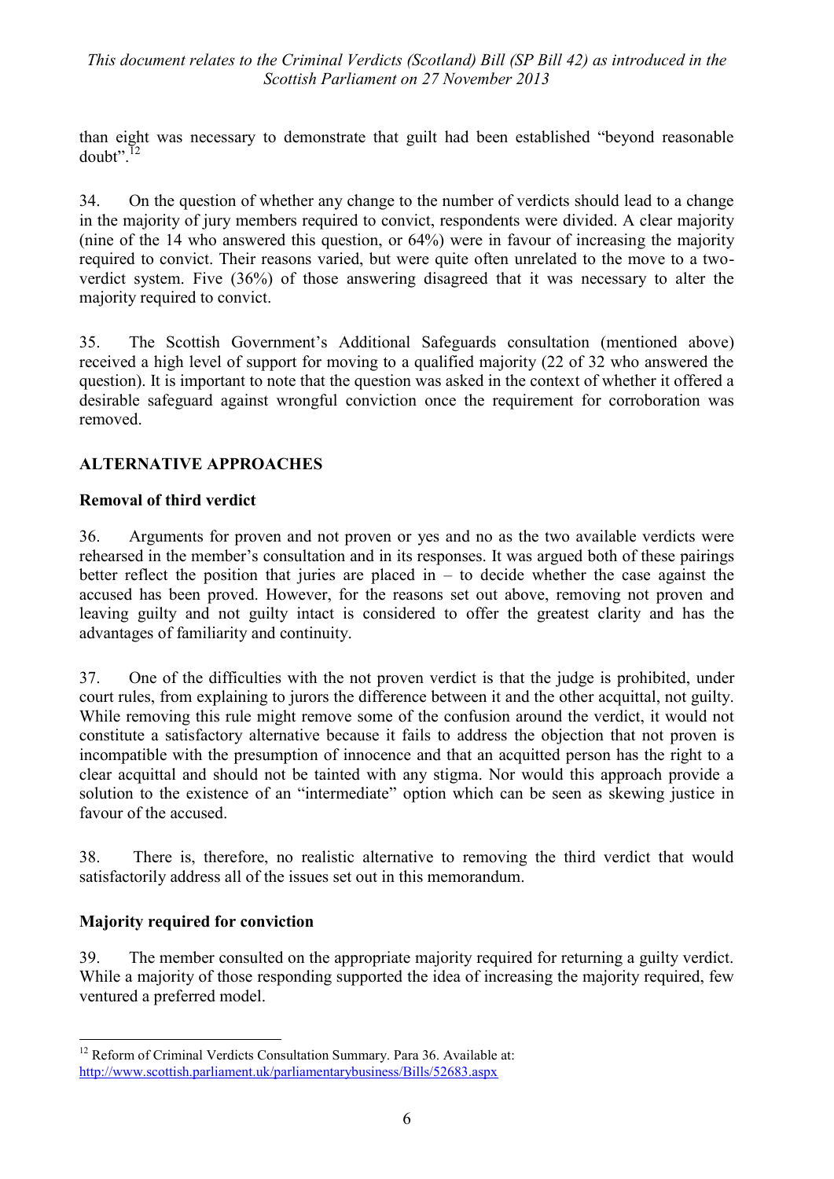than eight was necessary to demonstrate that guilt had been established "beyond reasonable doubt".[12]

34. On the question of whether any change to the number of verdicts should lead to a change in the majority of jury members required to convict, respondents were divided. A clear majority (nine of the 14 who answered this question, or 64%) were in favour of increasing the majority required to convict. Their reasons varied, but were quite often unrelated to the move to a two-verdict system. Five (36%) of those answering disagreed that it was necessary to alter the majority required to convict.

35. The Scottish Government's Additional Safeguards consultation (mentioned above) received a high level of support for moving to a qualified majority (22 of 32 who answered the question). It is important to note that the question was asked in the context of whether it offered a desirable safeguard against wrongful conviction once the requirement for corroboration was removed.

## ALTERNATIVE APPROACHES

### Removal of third verdict

36. Arguments for proven and not proven or yes and no as the two available verdicts were rehearsed in the member's consultation and in its responses. It was argued both of these pairings better reflect the position that juries are placed in – to decide whether the case against the accused has been proved. However, for the reasons set out above, removing not proven and leaving guilty and not guilty intact is considered to offer the greatest clarity and has the advantages of familiarity and continuity.

37. One of the difficulties with the not proven verdict is that the judge is prohibited, under court rules, from explaining to jurors the difference between it and the other acquittal, not guilty. While removing this rule might remove some of the confusion around the verdict, it would not constitute a satisfactory alternative because it fails to address the objection that not proven is incompatible with the presumption of innocence and that an acquitted person has the right to a clear acquittal and should not be tainted with any stigma. Nor would this approach provide a solution to the existence of an "intermediate" option which can be seen as skewing justice in favour of the accused.

38. There is, therefore, no realistic alternative to removing the third verdict that would satisfactorily address all of the issues set out in this memorandum.

### Majority required for conviction

39. The member consulted on the appropriate majority required for returning a guilty verdict. While a majority of those responding supported the idea of increasing the majority required, few ventured a preferred model.

---

[12] Reform of Criminal Verdicts Consultation Summary. Para 36. Available at: http://www.scottish.parliament.uk/parliamentarybusiness/Bills/52683.aspx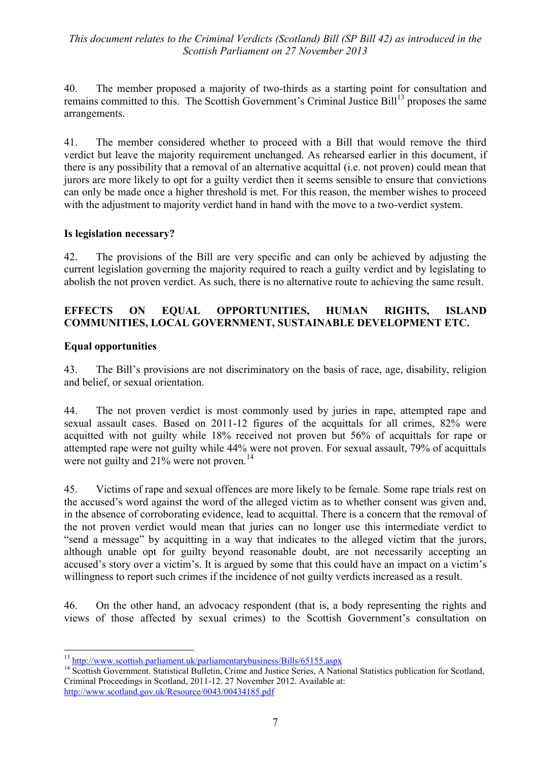40. The member proposed a majority of two-thirds as a starting point for consultation and remains committed to this. The Scottish Government's Criminal Justice Bill[13] proposes the same arrangements.

41. The member considered whether to proceed with a Bill that would remove the third verdict but leave the majority requirement unchanged. As rehearsed earlier in this document, if there is any possibility that a removal of an alternative acquittal (i.e. not proven) could mean that jurors are more likely to opt for a guilty verdict then it seems sensible to ensure that convictions can only be made once a higher threshold is met. For this reason, the member wishes to proceed with the adjustment to majority verdict hand in hand with the move to a two-verdict system.

### Is legislation necessary?

42. The provisions of the Bill are very specific and can only be achieved by adjusting the current legislation governing the majority required to reach a guilty verdict and by legislating to abolish the not proven verdict. As such, there is no alternative route to achieving the same result.

## EFFECTS ON EQUAL OPPORTUNITIES, HUMAN RIGHTS, ISLAND COMMUNITIES, LOCAL GOVERNMENT, SUSTAINABLE DEVELOPMENT ETC.

### Equal opportunities

43. The Bill's provisions are not discriminatory on the basis of race, age, disability, religion and belief, or sexual orientation.

44. The not proven verdict is most commonly used by juries in rape, attempted rape and sexual assault cases. Based on 2011-12 figures of the acquittals for all crimes, 82% were acquitted with not guilty while 18% received not proven but 56% of acquittals for rape or attempted rape were not guilty while 44% were not proven. For sexual assault, 79% of acquittals were not guilty and 21% were not proven.[14]

45. Victims of rape and sexual offences are more likely to be female. Some rape trials rest on the accused's word against the word of the alleged victim as to whether consent was given and, in the absence of corroborating evidence, lead to acquittal. There is a concern that the removal of the not proven verdict would mean that juries can no longer use this intermediate verdict to "send a message" by acquitting in a way that indicates to the alleged victim that the jurors, although unable opt for guilty beyond reasonable doubt, are not necessarily accepting an accused's story over a victim's. It is argued by some that this could have an impact on a victim's willingness to report such crimes if the incidence of not guilty verdicts increased as a result.

46. On the other hand, an advocacy respondent (that is, a body representing the rights and views of those affected by sexual crimes) to the Scottish Government's consultation on

---

[13] http://www.scottish.parliament.uk/parliamentarybusiness/Bills/65155.aspx

[14] Scottish Government. Statistical Bulletin, Crime and Justice Series, A National Statistics publication for Scotland, Criminal Proceedings in Scotland, 2011-12. 27 November 2012. Available at: http://www.scotland.gov.uk/Resource/0043/00434185.pdf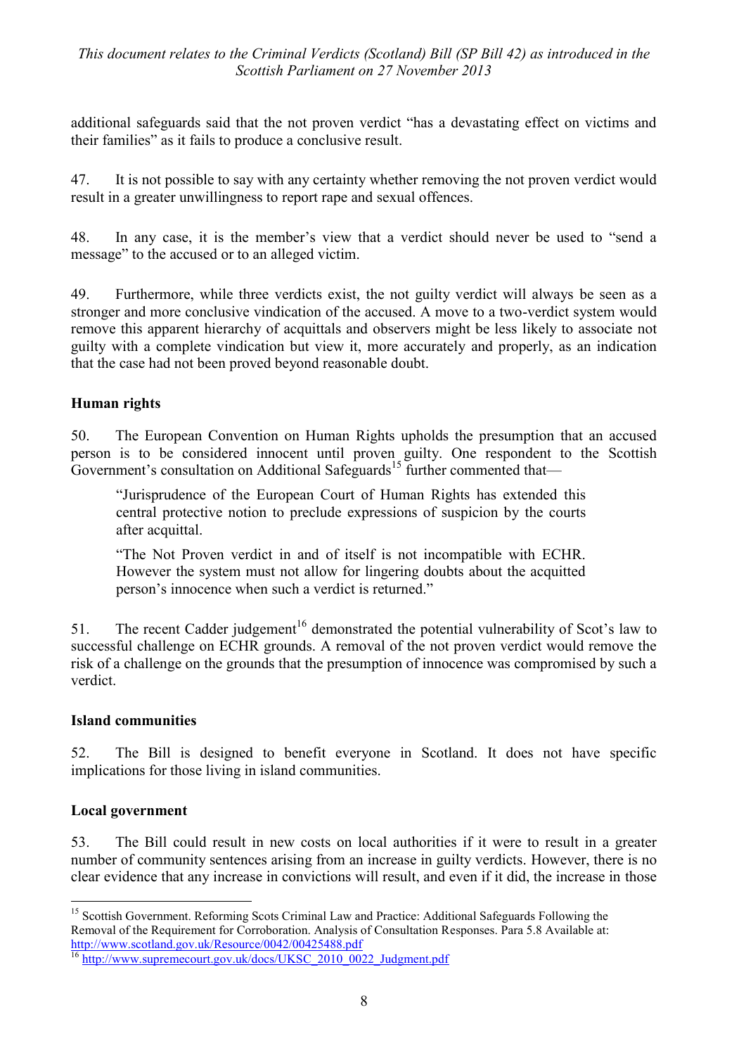additional safeguards said that the not proven verdict "has a devastating effect on victims and their families" as it fails to produce a conclusive result.

47. It is not possible to say with any certainty whether removing the not proven verdict would result in a greater unwillingness to report rape and sexual offences.

48. In any case, it is the member's view that a verdict should never be used to "send a message" to the accused or to an alleged victim.

49. Furthermore, while three verdicts exist, the not guilty verdict will always be seen as a stronger and more conclusive vindication of the accused. A move to a two-verdict system would remove this apparent hierarchy of acquittals and observers might be less likely to associate not guilty with a complete vindication but view it, more accurately and properly, as an indication that the case had not been proved beyond reasonable doubt.

**Human rights**

50. The European Convention on Human Rights upholds the presumption that an accused person is to be considered innocent until proven guilty. One respondent to the Scottish Government's consultation on Additional Safeguards[15] further commented that—

> "Jurisprudence of the European Court of Human Rights has extended this central protective notion to preclude expressions of suspicion by the courts after acquittal.
>
> "The Not Proven verdict in and of itself is not incompatible with ECHR. However the system must not allow for lingering doubts about the acquitted person's innocence when such a verdict is returned."

51. The recent Cadder judgement[16] demonstrated the potential vulnerability of Scot's law to successful challenge on ECHR grounds. A removal of the not proven verdict would remove the risk of a challenge on the grounds that the presumption of innocence was compromised by such a verdict.

**Island communities**

52. The Bill is designed to benefit everyone in Scotland. It does not have specific implications for those living in island communities.

**Local government**

53. The Bill could result in new costs on local authorities if it were to result in a greater number of community sentences arising from an increase in guilty verdicts. However, there is no clear evidence that any increase in convictions will result, and even if it did, the increase in those

---

[15] Scottish Government. Reforming Scots Criminal Law and Practice: Additional Safeguards Following the Removal of the Requirement for Corroboration. Analysis of Consultation Responses. Para 5.8 Available at: http://www.scotland.gov.uk/Resource/0042/00425488.pdf

[16] http://www.supremecourt.gov.uk/docs/UKSC_2010_0022_Judgment.pdf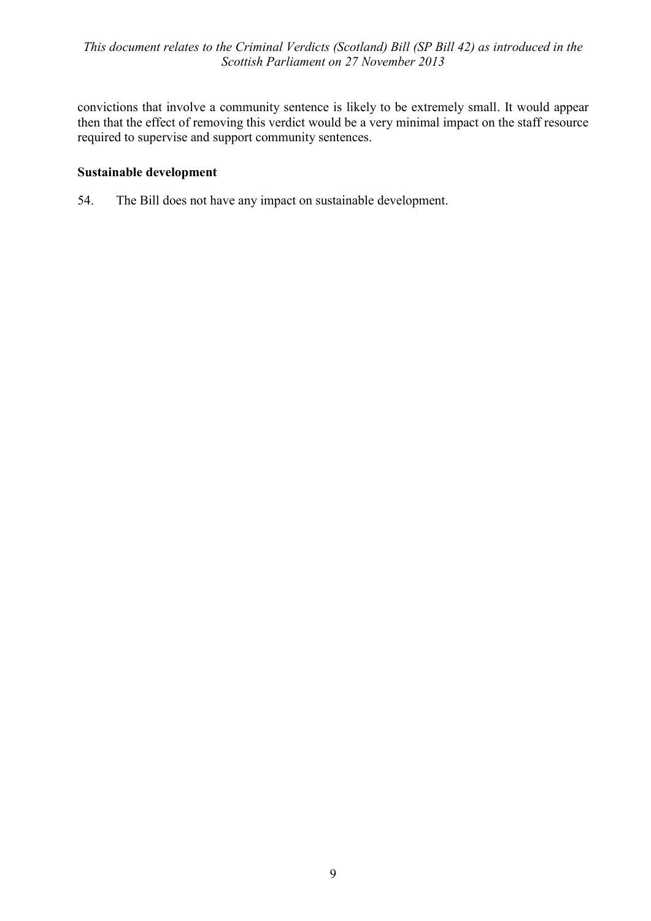convictions that involve a community sentence is likely to be extremely small. It would appear then that the effect of removing this verdict would be a very minimal impact on the staff resource required to supervise and support community sentences.

**Sustainable development**

54. The Bill does not have any impact on sustainable development.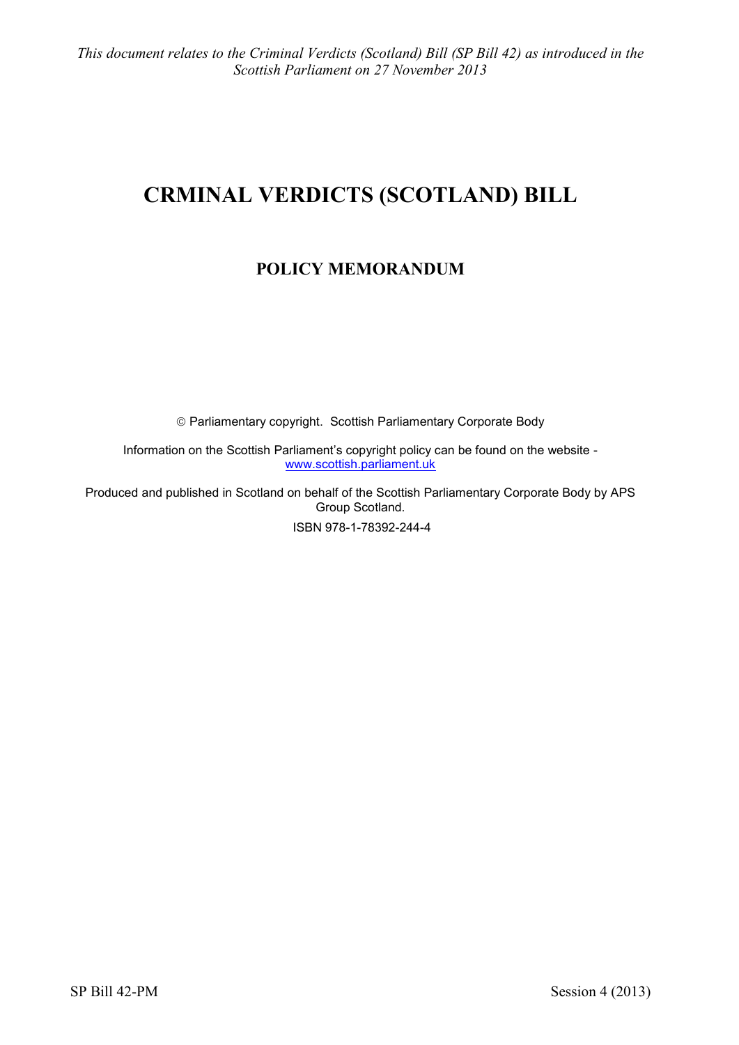*This document relates to the Criminal Verdicts (Scotland) Bill (SP Bill 42) as introduced in the Scottish Parliament on 27 November 2013*

# CRMINAL VERDICTS (SCOTLAND) BILL

## POLICY MEMORANDUM

© Parliamentary copyright. Scottish Parliamentary Corporate Body

Information on the Scottish Parliament's copyright policy can be found on the website - www.scottish.parliament.uk

Produced and published in Scotland on behalf of the Scottish Parliamentary Corporate Body by APS Group Scotland.

ISBN 978-1-78392-244-4

SP Bill 42-PM

Session 4 (2013)